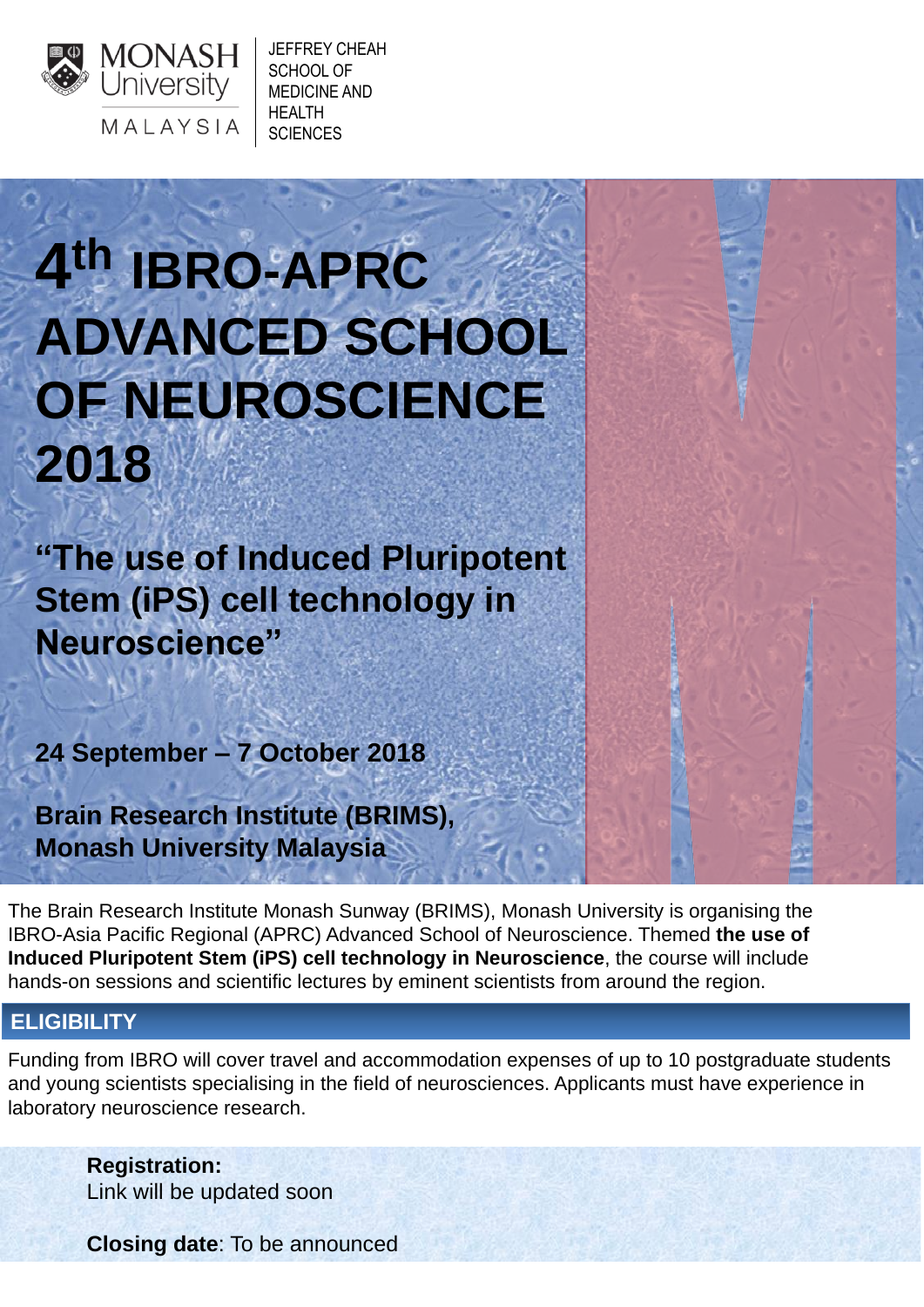MONASH University MALAYSIA

JEFFREY CHEAH SCHOOL OF MEDICINE AND HEALTH SCIENCES

# 4th IBRO-APRC ADVANCED SCHOOL OF NEUROSCIENCE 2018

## "The use of Induced Pluripotent Stem (iPS) cell technology in Neuroscience"

**24 September – 7 October 2018**

**Brain Research Institute (BRIMS), Monash University Malaysia**

The Brain Research Institute Monash Sunway (BRIMS), Monash University is organising the IBRO-Asia Pacific Regional (APRC) Advanced School of Neuroscience. Themed **the use of Induced Pluripotent Stem (iPS) cell technology in Neuroscience**, the course will include hands-on sessions and scientific lectures by eminent scientists from around the region.

## ELIGIBILITY

Funding from IBRO will cover travel and accommodation expenses of up to 10 postgraduate students and young scientists specialising in the field of neurosciences. Applicants must have experience in laboratory neuroscience research.

**Registration:**
Link will be updated soon

**Closing date**: To be announced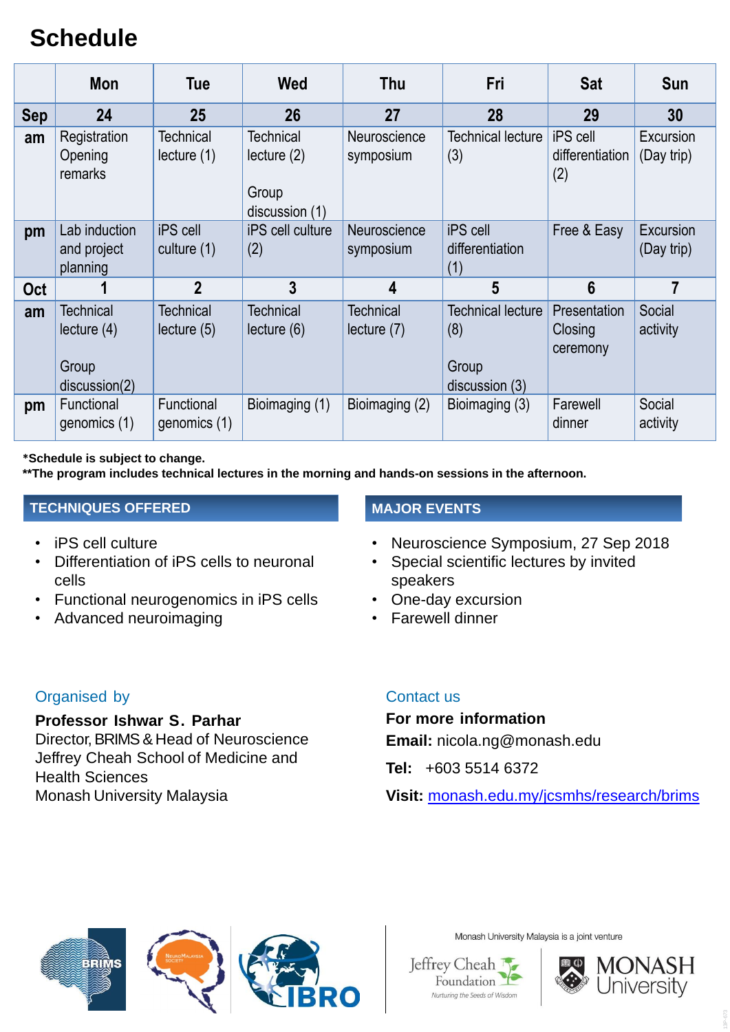# Schedule

| | Mon | Tue | Wed | Thu | Fri | Sat | Sun |
|---|---|---|---|---|---|---|---|
| **Sep** | **24** | **25** | **26** | **27** | **28** | **29** | **30** |
| **am** | Registration Opening remarks | Technical lecture (1) | Technical lecture (2)<br><br>Group discussion (1) | Neuroscience symposium | Technical lecture (3) | iPS cell differentiation (2) | Excursion (Day trip) |
| **pm** | Lab induction and project planning | iPS cell culture (1) | iPS cell culture (2) | Neuroscience symposium | iPS cell differentiation (1) | Free & Easy | Excursion (Day trip) |
| **Oct** | **1** | **2** | **3** | **4** | **5** | **6** | **7** |
| **am** | Technical lecture (4)<br><br>Group discussion(2) | Technical lecture (5) | Technical lecture (6) | Technical lecture (7) | Technical lecture (8)<br><br>Group discussion (3) | Presentation Closing ceremony | Social activity |
| **pm** | Functional genomics (1) | Functional genomics (1) | Bioimaging (1) | Bioimaging (2) | Bioimaging (3) | Farewell dinner | Social activity |

**\*Schedule is subject to change.**
**\*\*The program includes technical lectures in the morning and hands-on sessions in the afternoon.**

## TECHNIQUES OFFERED

- iPS cell culture
- Differentiation of iPS cells to neuronal cells
- Functional neurogenomics in iPS cells
- Advanced neuroimaging

## MAJOR EVENTS

- Neuroscience Symposium, 27 Sep 2018
- Special scientific lectures by invited speakers
- One-day excursion
- Farewell dinner

### Organised by

**Professor Ishwar S. Parhar**
Director, BRIMS & Head of Neuroscience
Jeffrey Cheah School of Medicine and Health Sciences
Monash University Malaysia

### Contact us

**For more information**

**Email:** nicola.ng@monash.edu

**Tel:** +603 5514 6372

**Visit:** [monash.edu.my/jcsmhs/research/brims](monash.edu.my/jcsmhs/research/brims)

BRIMS NeuroMalaysia Society IBRO

Monash University Malaysia is a joint venture

Jeffrey Cheah Foundation
Nurturing the Seeds of Wisdom

MONASH University